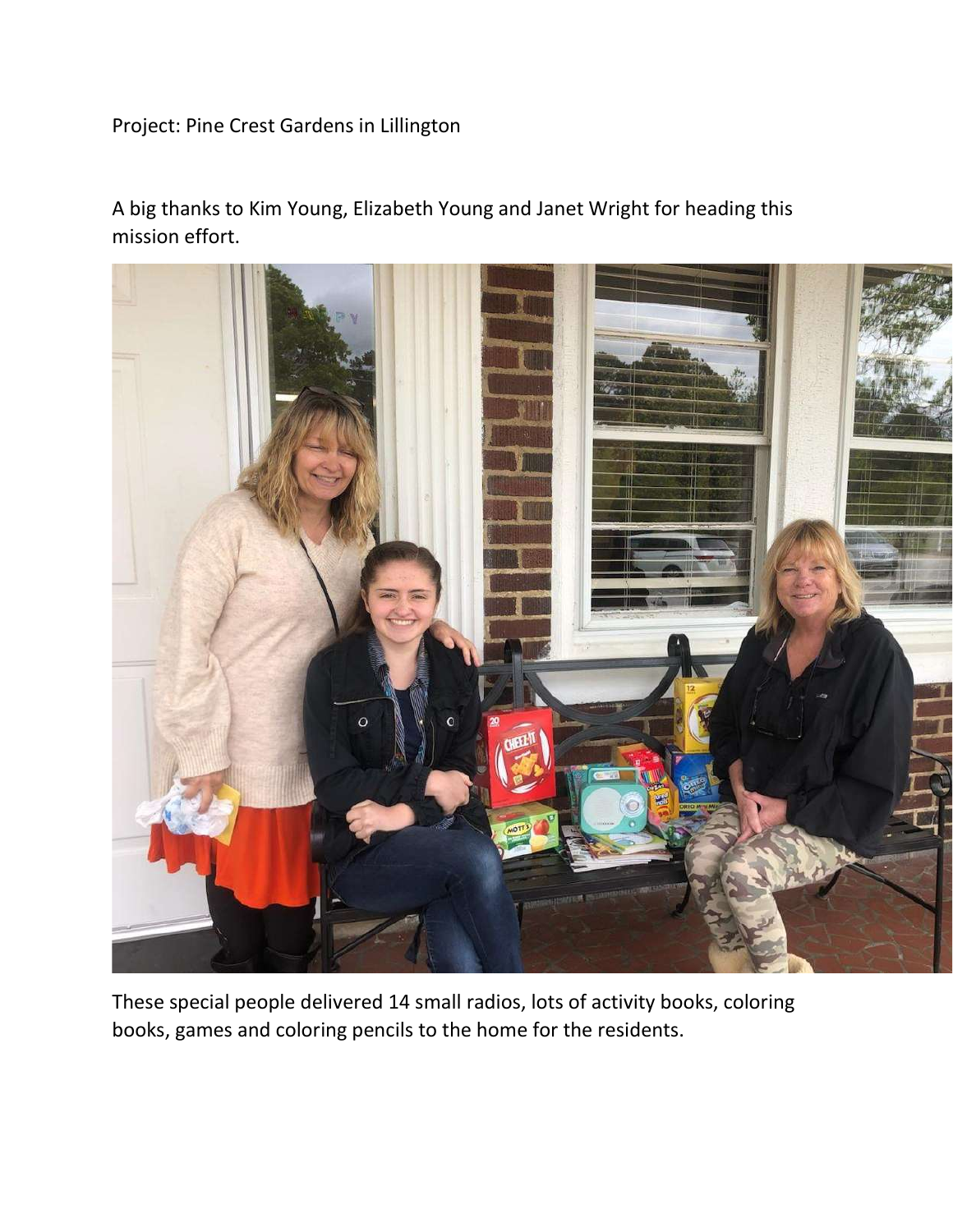Project: Pine Crest Gardens in Lillington

A big thanks to Kim Young, Elizabeth Young and Janet Wright for heading this mission effort.

These special people delivered 14 small radios, lots of activity books, coloring books, games and coloring pencils to the home for the residents.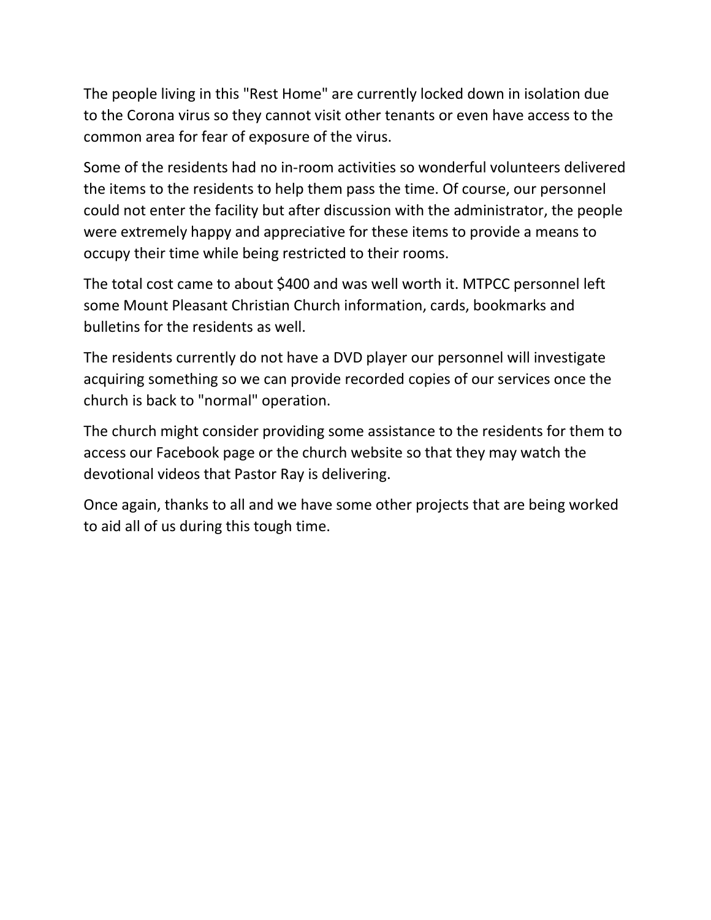The people living in this "Rest Home" are currently locked down in isolation due to the Corona virus so they cannot visit other tenants or even have access to the common area for fear of exposure of the virus.

Some of the residents had no in-room activities so wonderful volunteers delivered the items to the residents to help them pass the time. Of course, our personnel could not enter the facility but after discussion with the administrator, the people were extremely happy and appreciative for these items to provide a means to occupy their time while being restricted to their rooms.

The total cost came to about $400 and was well worth it. MTPCC personnel left some Mount Pleasant Christian Church information, cards, bookmarks and bulletins for the residents as well.

The residents currently do not have a DVD player our personnel will investigate acquiring something so we can provide recorded copies of our services once the church is back to "normal" operation.

The church might consider providing some assistance to the residents for them to access our Facebook page or the church website so that they may watch the devotional videos that Pastor Ray is delivering.

Once again, thanks to all and we have some other projects that are being worked to aid all of us during this tough time.